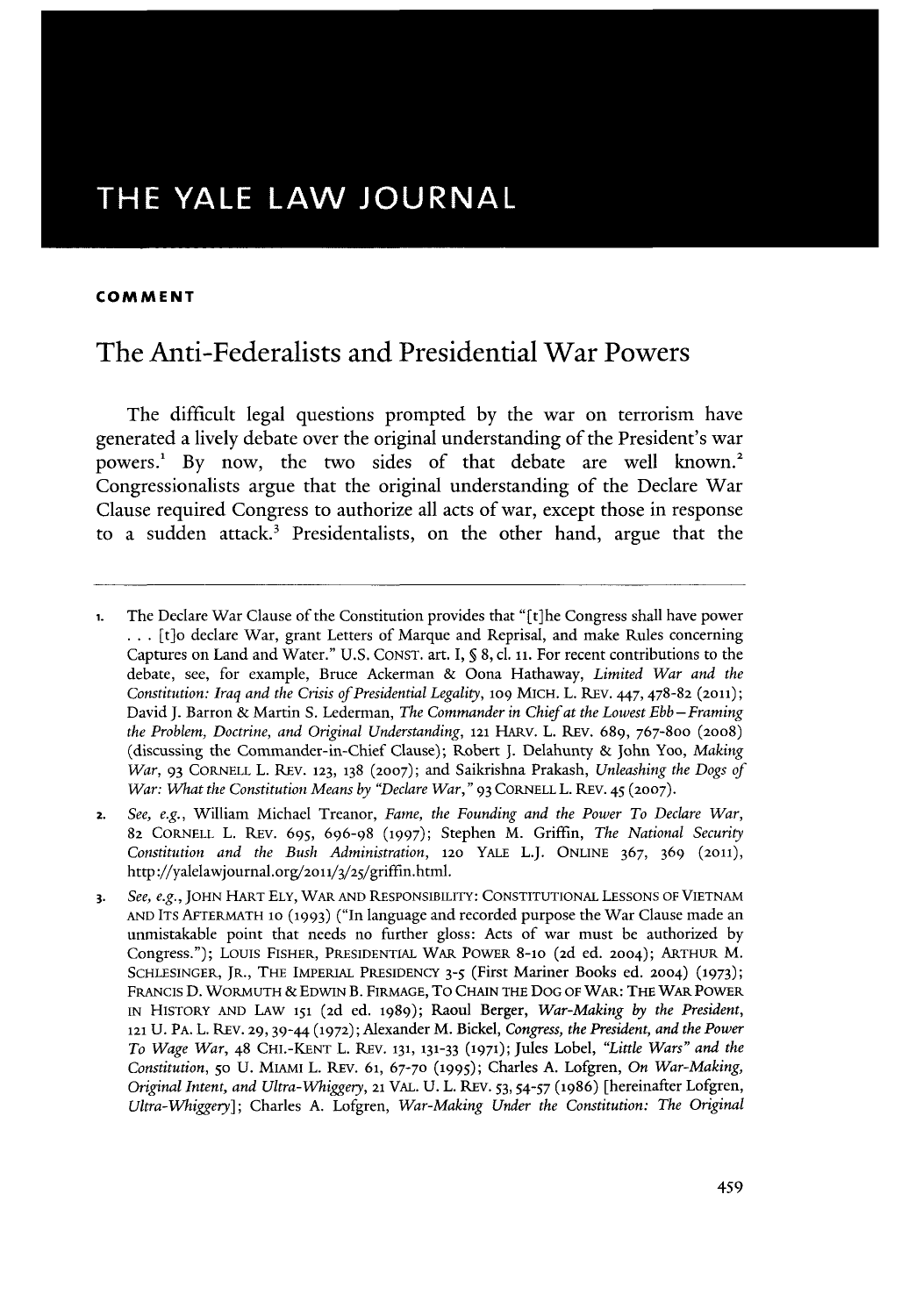# THE YALE LAW JOURNAL

**COMMENT**

## The Anti-Federalists and Presidential War Powers

The difficult legal questions prompted by the war on terrorism have generated a lively debate over the original understanding of the President's war powers.[1] By now, the two sides of that debate are well known.[2] Congressionalists argue that the original understanding of the Declare War Clause required Congress to authorize all acts of war, except those in response to a sudden attack.[3] Presidentalists, on the other hand, argue that the

---

1. The Declare War Clause of the Constitution provides that "[t]he Congress shall have power . . . [t]o declare War, grant Letters of Marque and Reprisal, and make Rules concerning Captures on Land and Water." U.S. CONST. art. I, § 8, cl. 11. For recent contributions to the debate, see, for example, Bruce Ackerman & Oona Hathaway, *Limited War and the Constitution: Iraq and the Crisis of Presidential Legality*, 109 MICH. L. REV. 447, 478-82 (2011); David J. Barron & Martin S. Lederman, *The Commander in Chief at the Lowest Ebb—Framing the Problem, Doctrine, and Original Understanding*, 121 HARV. L. REV. 689, 767-800 (2008) (discussing the Commander-in-Chief Clause); Robert J. Delahunty & John Yoo, *Making War*, 93 CORNELL L. REV. 123, 138 (2007); and Saikrishna Prakash, *Unleashing the Dogs of War: What the Constitution Means by "Declare War,"* 93 CORNELL L. REV. 45 (2007).

2. *See, e.g.*, William Michael Treanor, *Fame, the Founding and the Power To Declare War*, 82 CORNELL L. REV. 695, 696-98 (1997); Stephen M. Griffin, *The National Security Constitution and the Bush Administration*, 120 YALE L.J. ONLINE 367, 369 (2011), http://yalelawjournal.org/2011/3/25/griffin.html.

3. *See, e.g.*, JOHN HART ELY, WAR AND RESPONSIBILITY: CONSTITUTIONAL LESSONS OF VIETNAM AND ITS AFTERMATH 10 (1993) ("In language and recorded purpose the War Clause made an unmistakable point that needs no further gloss: Acts of war must be authorized by Congress."); LOUIS FISHER, PRESIDENTIAL WAR POWER 8-10 (2d ed. 2004); ARTHUR M. SCHLESINGER, JR., THE IMPERIAL PRESIDENCY 3-5 (First Mariner Books ed. 2004) (1973); FRANCIS D. WORMUTH & EDWIN B. FIRMAGE, TO CHAIN THE DOG OF WAR: THE WAR POWER IN HISTORY AND LAW 151 (2d ed. 1989); Raoul Berger, *War-Making by the President*, 121 U. PA. L. REV. 29, 39-44 (1972); Alexander M. Bickel, *Congress, the President, and the Power To Wage War*, 48 CHI.-KENT L. REV. 131, 131-33 (1971); Jules Lobel, *"Little Wars" and the Constitution*, 50 U. MIAMI L. REV. 61, 67-70 (1995); Charles A. Lofgren, *On War-Making, Original Intent, and Ultra-Whiggery*, 21 VAL. U. L. REV. 53, 54-57 (1986) [hereinafter Lofgren, *Ultra-Whiggery*]; Charles A. Lofgren, *War-Making Under the Constitution: The Original*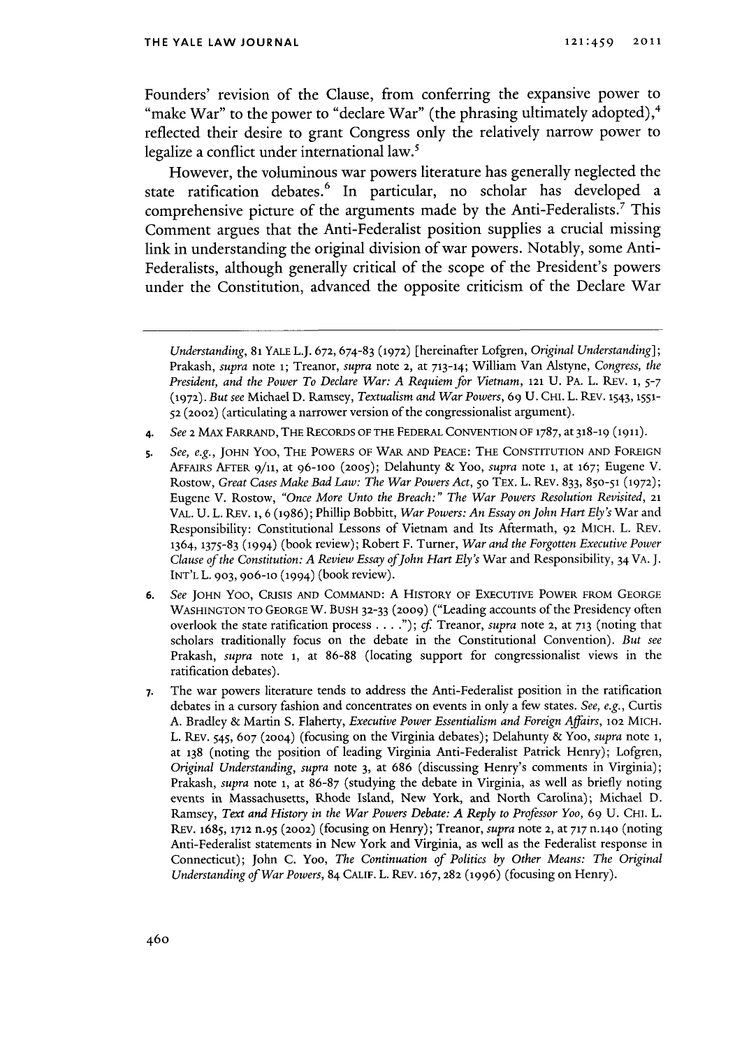Founders' revision of the Clause, from conferring the expansive power to "make War" to the power to "declare War" (the phrasing ultimately adopted),[4] reflected their desire to grant Congress only the relatively narrow power to legalize a conflict under international law.[5]

However, the voluminous war powers literature has generally neglected the state ratification debates.[6] In particular, no scholar has developed a comprehensive picture of the arguments made by the Anti-Federalists.[7] This Comment argues that the Anti-Federalist position supplies a crucial missing link in understanding the original division of war powers. Notably, some Anti-Federalists, although generally critical of the scope of the President's powers under the Constitution, advanced the opposite criticism of the Declare War

---

*Understanding*, 81 YALE L.J. 672, 674-83 (1972) [hereinafter Lofgren, *Original Understanding*]; Prakash, *supra* note 1; Treanor, *supra* note 2, at 713-14; William Van Alstyne, *Congress, the President, and the Power To Declare War: A Requiem for Vietnam*, 121 U. PA. L. REV. 1, 5-7 (1972). *But see* Michael D. Ramsey, *Textualism and War Powers*, 69 U. CHI. L. REV. 1543, 1551-52 (2002) (articulating a narrower version of the congressionalist argument).

4. *See* 2 MAX FARRAND, THE RECORDS OF THE FEDERAL CONVENTION OF 1787, at 318-19 (1911).

5. *See, e.g.*, JOHN YOO, THE POWERS OF WAR AND PEACE: THE CONSTITUTION AND FOREIGN AFFAIRS AFTER 9/11, at 96-100 (2005); Delahunty & Yoo, *supra* note 1, at 167; Eugene V. Rostow, *Great Cases Make Bad Law: The War Powers Act*, 50 TEX. L. REV. 833, 850-51 (1972); Eugene V. Rostow, *"Once More Unto the Breach:" The War Powers Resolution Revisited*, 21 VAL. U. L. REV. 1, 6 (1986); Phillip Bobbitt, *War Powers: An Essay on John Hart Ely's* War and Responsibility: Constitutional Lessons of Vietnam and Its Aftermath, 92 MICH. L. REV. 1364, 1375-83 (1994) (book review); Robert F. Turner, *War and the Forgotten Executive Power Clause of the Constitution: A Review Essay of John Hart Ely's* War and Responsibility, 34 VA. J. INT'L L. 903, 906-10 (1994) (book review).

6. *See* JOHN YOO, CRISIS AND COMMAND: A HISTORY OF EXECUTIVE POWER FROM GEORGE WASHINGTON TO GEORGE W. BUSH 32-33 (2009) ("Leading accounts of the Presidency often overlook the state ratification process . . . ."); *cf.* Treanor, *supra* note 2, at 713 (noting that scholars traditionally focus on the debate in the Constitutional Convention). *But see* Prakash, *supra* note 1, at 86-88 (locating support for congressionalist views in the ratification debates).

7. The war powers literature tends to address the Anti-Federalist position in the ratification debates in a cursory fashion and concentrates on events in only a few states. *See, e.g.*, Curtis A. Bradley & Martin S. Flaherty, *Executive Power Essentialism and Foreign Affairs*, 102 MICH. L. REV. 545, 607 (2004) (focusing on the Virginia debates); Delahunty & Yoo, *supra* note 1, at 138 (noting the position of leading Virginia Anti-Federalist Patrick Henry); Lofgren, *Original Understanding*, *supra* note 3, at 686 (discussing Henry's comments in Virginia); Prakash, *supra* note 1, at 86-87 (studying the debate in Virginia, as well as briefly noting events in Massachusetts, Rhode Island, New York, and North Carolina); Michael D. Ramsey, *Text and History in the War Powers Debate: A Reply to Professor Yoo*, 69 U. CHI. L. REV. 1685, 1712 n.95 (2002) (focusing on Henry); Treanor, *supra* note 2, at 717 n.140 (noting Anti-Federalist statements in New York and Virginia, as well as the Federalist response in Connecticut); John C. Yoo, *The Continuation of Politics by Other Means: The Original Understanding of War Powers*, 84 CALIF. L. REV. 167, 282 (1996) (focusing on Henry).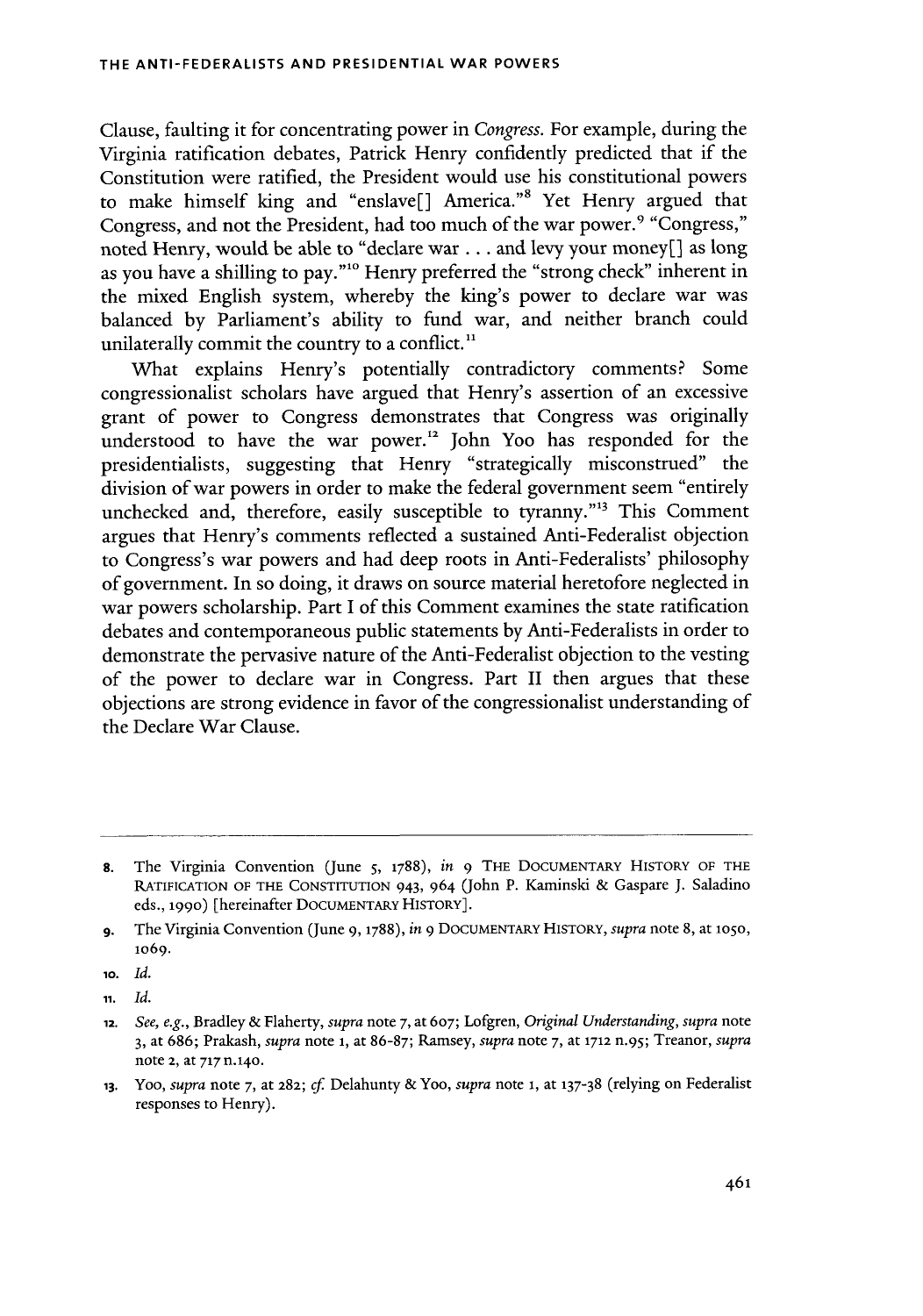Clause, faulting it for concentrating power in *Congress*. For example, during the Virginia ratification debates, Patrick Henry confidently predicted that if the Constitution were ratified, the President would use his constitutional powers to make himself king and "enslave[] America."[8] Yet Henry argued that Congress, and not the President, had too much of the war power.[9] "Congress," noted Henry, would be able to "declare war . . . and levy your money[] as long as you have a shilling to pay."[10] Henry preferred the "strong check" inherent in the mixed English system, whereby the king's power to declare war was balanced by Parliament's ability to fund war, and neither branch could unilaterally commit the country to a conflict.[11]

What explains Henry's potentially contradictory comments? Some congressionalist scholars have argued that Henry's assertion of an excessive grant of power to Congress demonstrates that Congress was originally understood to have the war power.[12] John Yoo has responded for the presidentialists, suggesting that Henry "strategically misconstrued" the division of war powers in order to make the federal government seem "entirely unchecked and, therefore, easily susceptible to tyranny."[13] This Comment argues that Henry's comments reflected a sustained Anti-Federalist objection to Congress's war powers and had deep roots in Anti-Federalists' philosophy of government. In so doing, it draws on source material heretofore neglected in war powers scholarship. Part I of this Comment examines the state ratification debates and contemporaneous public statements by Anti-Federalists in order to demonstrate the pervasive nature of the Anti-Federalist objection to the vesting of the power to declare war in Congress. Part II then argues that these objections are strong evidence in favor of the congressionalist understanding of the Declare War Clause.

---

8. The Virginia Convention (June 5, 1788), *in* 9 THE DOCUMENTARY HISTORY OF THE RATIFICATION OF THE CONSTITUTION 943, 964 (John P. Kaminski & Gaspare J. Saladino eds., 1990) [hereinafter DOCUMENTARY HISTORY].

9. The Virginia Convention (June 9, 1788), *in* 9 DOCUMENTARY HISTORY, *supra* note 8, at 1050, 1069.

10. *Id.*

11. *Id.*

12. *See, e.g.*, Bradley & Flaherty, *supra* note 7, at 607; Lofgren, *Original Understanding*, *supra* note 3, at 686; Prakash, *supra* note 1, at 86-87; Ramsey, *supra* note 7, at 1712 n.95; Treanor, *supra* note 2, at 717 n.140.

13. Yoo, *supra* note 7, at 282; *cf.* Delahunty & Yoo, *supra* note 1, at 137-38 (relying on Federalist responses to Henry).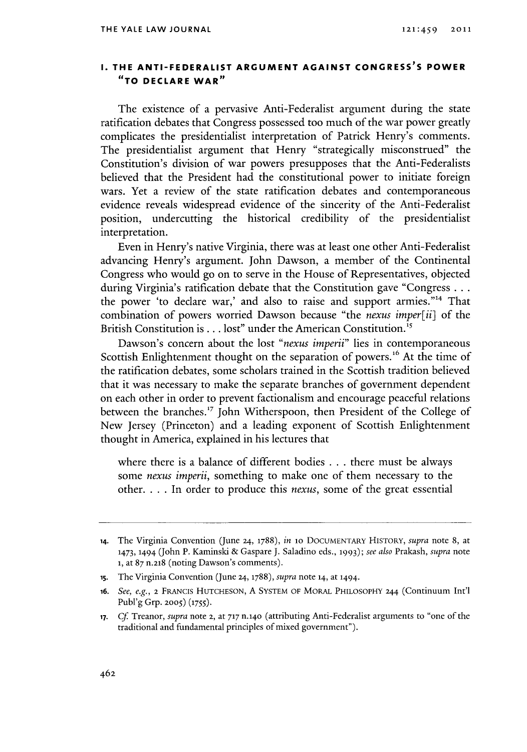## I. THE ANTI-FEDERALIST ARGUMENT AGAINST CONGRESS'S POWER "TO DECLARE WAR"

The existence of a pervasive Anti-Federalist argument during the state ratification debates that Congress possessed too much of the war power greatly complicates the presidentialist interpretation of Patrick Henry's comments. The presidentialist argument that Henry "strategically misconstrued" the Constitution's division of war powers presupposes that the Anti-Federalists believed that the President had the constitutional power to initiate foreign wars. Yet a review of the state ratification debates and contemporaneous evidence reveals widespread evidence of the sincerity of the Anti-Federalist position, undercutting the historical credibility of the presidentialist interpretation.

Even in Henry's native Virginia, there was at least one other Anti-Federalist advancing Henry's argument. John Dawson, a member of the Continental Congress who would go on to serve in the House of Representatives, objected during Virginia's ratification debate that the Constitution gave "Congress . . . the power 'to declare war,' and also to raise and support armies."[14] That combination of powers worried Dawson because "the *nexus imper[ii]* of the British Constitution is . . . lost" under the American Constitution.[15]

Dawson's concern about the lost "*nexus imperii*" lies in contemporaneous Scottish Enlightenment thought on the separation of powers.[16] At the time of the ratification debates, some scholars trained in the Scottish tradition believed that it was necessary to make the separate branches of government dependent on each other in order to prevent factionalism and encourage peaceful relations between the branches.[17] John Witherspoon, then President of the College of New Jersey (Princeton) and a leading exponent of Scottish Enlightenment thought in America, explained in his lectures that

> where there is a balance of different bodies . . . there must be always some *nexus imperii*, something to make one of them necessary to the other. . . . In order to produce this *nexus*, some of the great essential

---

14. The Virginia Convention (June 24, 1788), *in* 10 DOCUMENTARY HISTORY, *supra* note 8, at 1473, 1494 (John P. Kaminski & Gaspare J. Saladino eds., 1993); *see also* Prakash, *supra* note 1, at 87 n.218 (noting Dawson's comments).

15. The Virginia Convention (June 24, 1788), *supra* note 14, at 1494.

16. *See, e.g.*, 2 FRANCIS HUTCHESON, A SYSTEM OF MORAL PHILOSOPHY 244 (Continuum Int'l Publ'g Grp. 2005) (1755).

17. *Cf.* Treanor, *supra* note 2, at 717 n.140 (attributing Anti-Federalist arguments to "one of the traditional and fundamental principles of mixed government").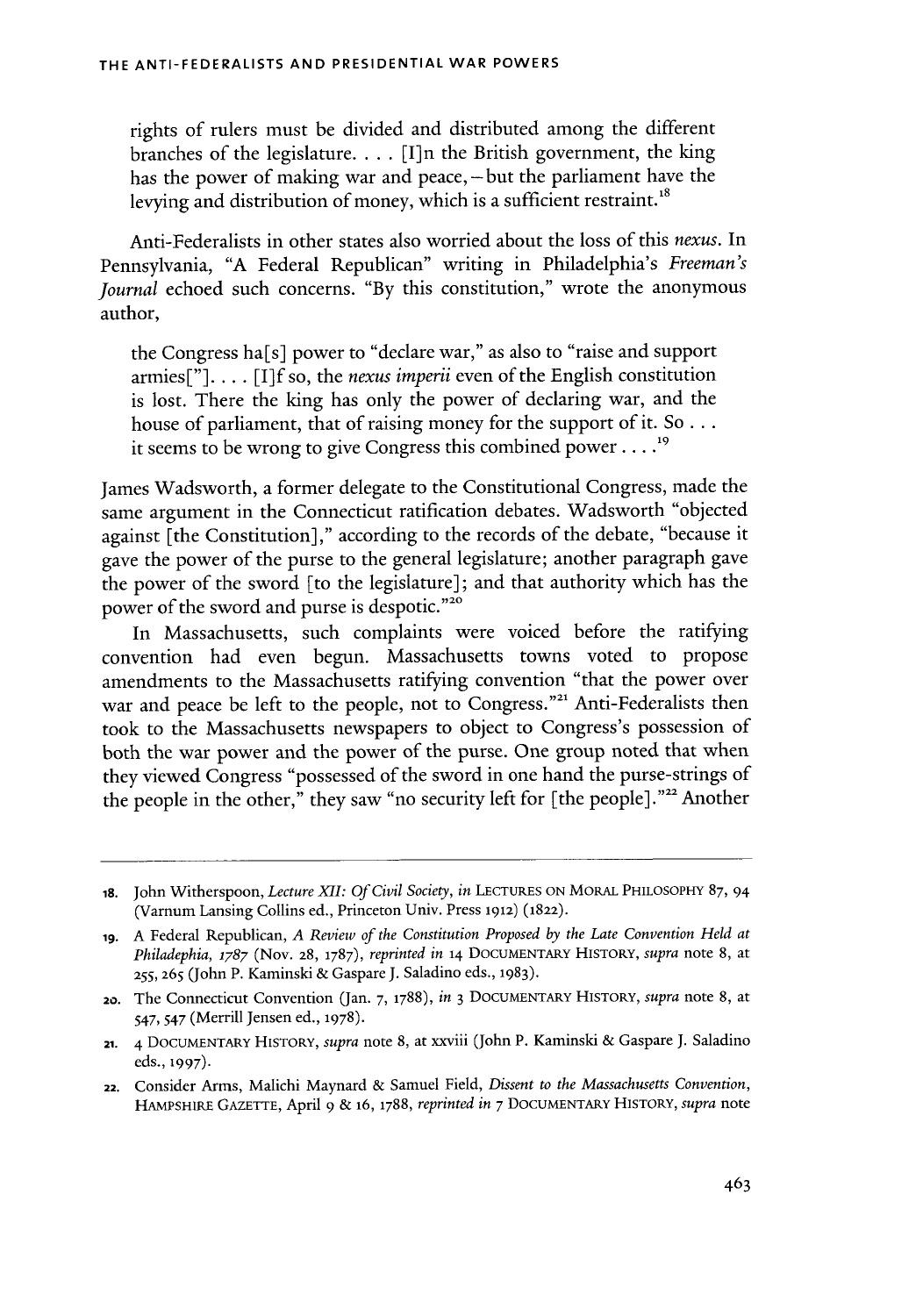> rights of rulers must be divided and distributed among the different branches of the legislature. . . . [I]n the British government, the king has the power of making war and peace, – but the parliament have the levying and distribution of money, which is a sufficient restraint.[18]

Anti-Federalists in other states also worried about the loss of this *nexus*. In Pennsylvania, "A Federal Republican" writing in Philadelphia's *Freeman's Journal* echoed such concerns. "By this constitution," wrote the anonymous author,

> the Congress ha[s] power to "declare war," as also to "raise and support armies["]. . . . [I]f so, the *nexus imperii* even of the English constitution is lost. There the king has only the power of declaring war, and the house of parliament, that of raising money for the support of it. So . . . it seems to be wrong to give Congress this combined power . . . .[19]

James Wadsworth, a former delegate to the Constitutional Congress, made the same argument in the Connecticut ratification debates. Wadsworth "objected against [the Constitution]," according to the records of the debate, "because it gave the power of the purse to the general legislature; another paragraph gave the power of the sword [to the legislature]; and that authority which has the power of the sword and purse is despotic."[20]

In Massachusetts, such complaints were voiced before the ratifying convention had even begun. Massachusetts towns voted to propose amendments to the Massachusetts ratifying convention "that the power over war and peace be left to the people, not to Congress."[21] Anti-Federalists then took to the Massachusetts newspapers to object to Congress's possession of both the war power and the power of the purse. One group noted that when they viewed Congress "possessed of the sword in one hand the purse-strings of the people in the other," they saw "no security left for [the people]."[22] Another

---

18. John Witherspoon, *Lecture XII: Of Civil Society*, *in* LECTURES ON MORAL PHILOSOPHY 87, 94 (Varnum Lansing Collins ed., Princeton Univ. Press 1912) (1822).

19. A Federal Republican, *A Review of the Constitution Proposed by the Late Convention Held at Philadephia, 1787* (Nov. 28, 1787), *reprinted in* 14 DOCUMENTARY HISTORY, *supra* note 8, at 255, 265 (John P. Kaminski & Gaspare J. Saladino eds., 1983).

20. The Connecticut Convention (Jan. 7, 1788), *in* 3 DOCUMENTARY HISTORY, *supra* note 8, at 547, 547 (Merrill Jensen ed., 1978).

21. 4 DOCUMENTARY HISTORY, *supra* note 8, at xxviii (John P. Kaminski & Gaspare J. Saladino eds., 1997).

22. Consider Arms, Malichi Maynard & Samuel Field, *Dissent to the Massachusetts Convention*, HAMPSHIRE GAZETTE, April 9 & 16, 1788, *reprinted in* 7 DOCUMENTARY HISTORY, *supra* note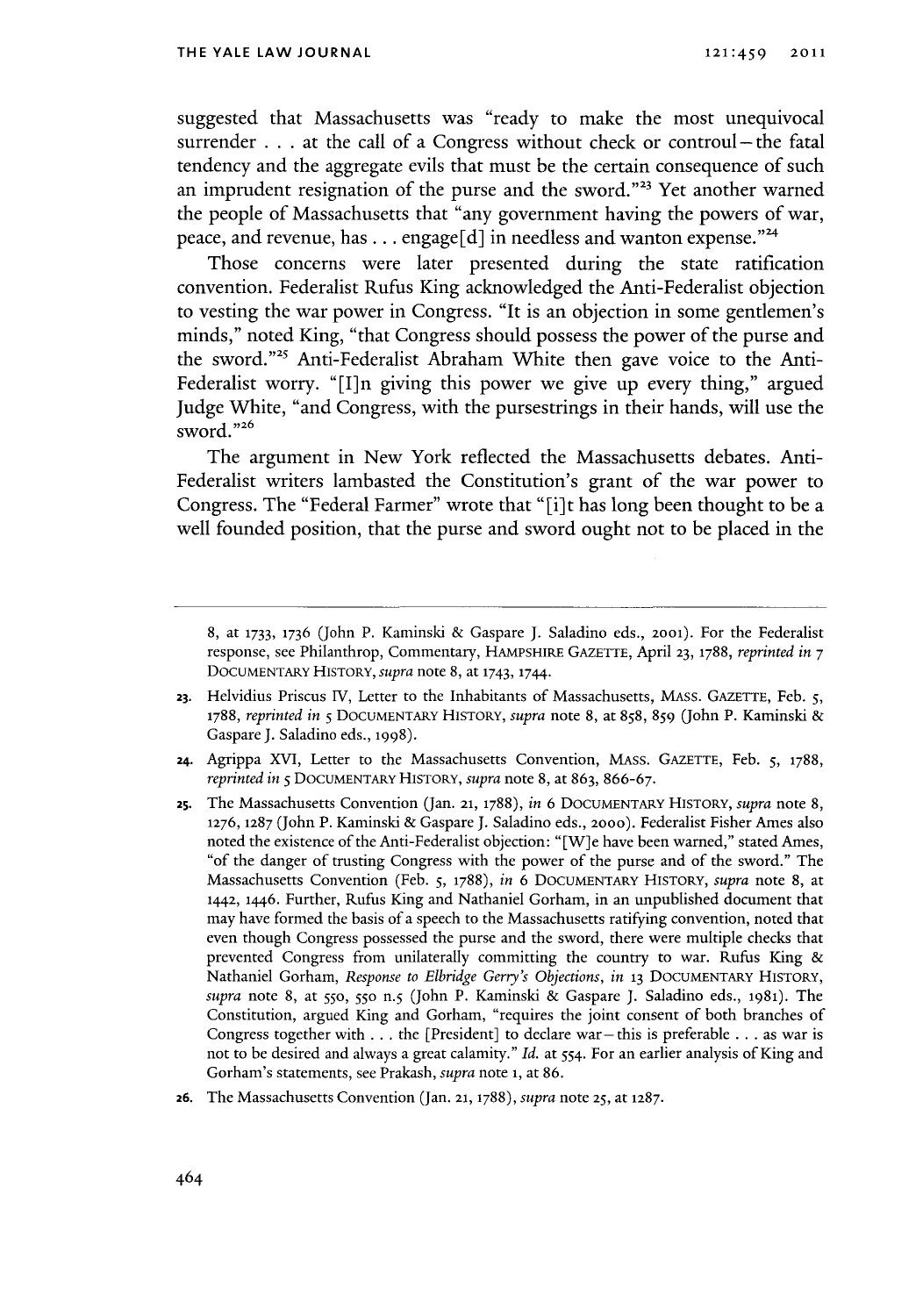suggested that Massachusetts was "ready to make the most unequivocal surrender . . . at the call of a Congress without check or controul—the fatal tendency and the aggregate evils that must be the certain consequence of such an imprudent resignation of the purse and the sword."[23] Yet another warned the people of Massachusetts that "any government having the powers of war, peace, and revenue, has . . . engage[d] in needless and wanton expense."[24]

Those concerns were later presented during the state ratification convention. Federalist Rufus King acknowledged the Anti-Federalist objection to vesting the war power in Congress. "It is an objection in some gentlemen's minds," noted King, "that Congress should possess the power of the purse and the sword."[25] Anti-Federalist Abraham White then gave voice to the Anti-Federalist worry. "[I]n giving this power we give up every thing," argued Judge White, "and Congress, with the pursestrings in their hands, will use the sword."[26]

The argument in New York reflected the Massachusetts debates. Anti-Federalist writers lambasted the Constitution's grant of the war power to Congress. The "Federal Farmer" wrote that "[i]t has long been thought to be a well founded position, that the purse and sword ought not to be placed in the

---

8, at 1733, 1736 (John P. Kaminski & Gaspare J. Saladino eds., 2001). For the Federalist response, see Philanthrop, Commentary, HAMPSHIRE GAZETTE, April 23, 1788, *reprinted in* 7 DOCUMENTARY HISTORY, *supra* note 8, at 1743, 1744.

23. Helvidius Priscus IV, Letter to the Inhabitants of Massachusetts, MASS. GAZETTE, Feb. 5, 1788, *reprinted in* 5 DOCUMENTARY HISTORY, *supra* note 8, at 858, 859 (John P. Kaminski & Gaspare J. Saladino eds., 1998).

24. Agrippa XVI, Letter to the Massachusetts Convention, MASS. GAZETTE, Feb. 5, 1788, *reprinted in* 5 DOCUMENTARY HISTORY, *supra* note 8, at 863, 866-67.

25. The Massachusetts Convention (Jan. 21, 1788), *in* 6 DOCUMENTARY HISTORY, *supra* note 8, 1276, 1287 (John P. Kaminski & Gaspare J. Saladino eds., 2000). Federalist Fisher Ames also noted the existence of the Anti-Federalist objection: "[W]e have been warned," stated Ames, "of the danger of trusting Congress with the power of the purse and of the sword." The Massachusetts Convention (Feb. 5, 1788), *in* 6 DOCUMENTARY HISTORY, *supra* note 8, at 1442, 1446. Further, Rufus King and Nathaniel Gorham, in an unpublished document that may have formed the basis of a speech to the Massachusetts ratifying convention, noted that even though Congress possessed the purse and the sword, there were multiple checks that prevented Congress from unilaterally committing the country to war. Rufus King & Nathaniel Gorham, *Response to Elbridge Gerry's Objections*, *in* 13 DOCUMENTARY HISTORY, *supra* note 8, at 550, 550 n.5 (John P. Kaminski & Gaspare J. Saladino eds., 1981). The Constitution, argued King and Gorham, "requires the joint consent of both branches of Congress together with . . . the [President] to declare war—this is preferable . . . as war is not to be desired and always a great calamity." *Id.* at 554. For an earlier analysis of King and Gorham's statements, see Prakash, *supra* note 1, at 86.

26. The Massachusetts Convention (Jan. 21, 1788), *supra* note 25, at 1287.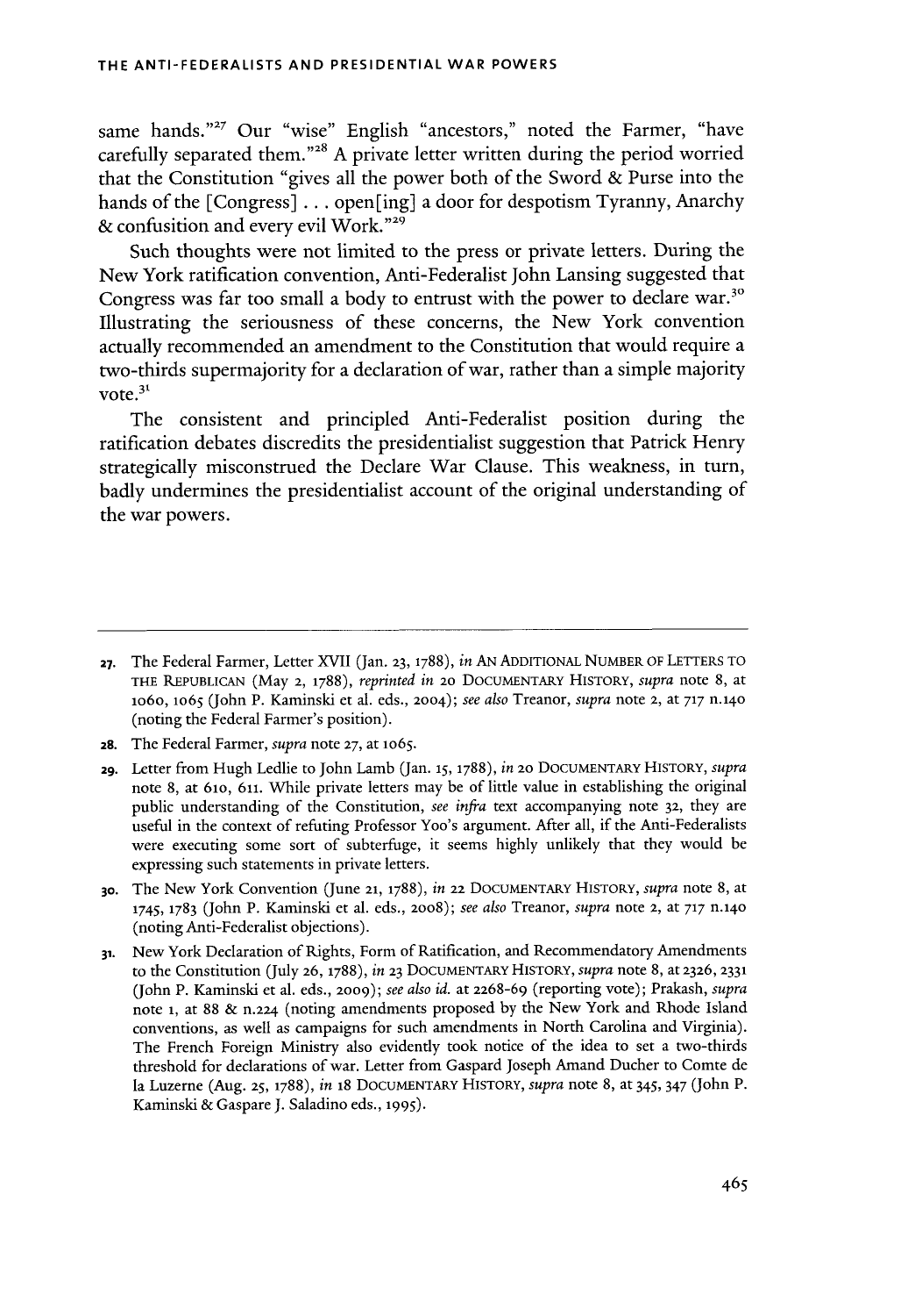same hands."[27] Our "wise" English "ancestors," noted the Farmer, "have carefully separated them."[28] A private letter written during the period worried that the Constitution "gives all the power both of the Sword & Purse into the hands of the [Congress] . . . open[ing] a door for despotism Tyranny, Anarchy & confusition and every evil Work."[29]

Such thoughts were not limited to the press or private letters. During the New York ratification convention, Anti-Federalist John Lansing suggested that Congress was far too small a body to entrust with the power to declare war.[30] Illustrating the seriousness of these concerns, the New York convention actually recommended an amendment to the Constitution that would require a two-thirds supermajority for a declaration of war, rather than a simple majority vote.[31]

The consistent and principled Anti-Federalist position during the ratification debates discredits the presidentialist suggestion that Patrick Henry strategically misconstrued the Declare War Clause. This weakness, in turn, badly undermines the presidentialist account of the original understanding of the war powers.

---

27. The Federal Farmer, Letter XVII (Jan. 23, 1788), *in* AN ADDITIONAL NUMBER OF LETTERS TO THE REPUBLICAN (May 2, 1788), *reprinted in* 20 DOCUMENTARY HISTORY, *supra* note 8, at 1060, 1065 (John P. Kaminski et al. eds., 2004); *see also* Treanor, *supra* note 2, at 717 n.140 (noting the Federal Farmer's position).

28. The Federal Farmer, *supra* note 27, at 1065.

29. Letter from Hugh Ledlie to John Lamb (Jan. 15, 1788), *in* 20 DOCUMENTARY HISTORY, *supra* note 8, at 610, 611. While private letters may be of little value in establishing the original public understanding of the Constitution, *see infra* text accompanying note 32, they are useful in the context of refuting Professor Yoo's argument. After all, if the Anti-Federalists were executing some sort of subterfuge, it seems highly unlikely that they would be expressing such statements in private letters.

30. The New York Convention (June 21, 1788), *in* 22 DOCUMENTARY HISTORY, *supra* note 8, at 1745, 1783 (John P. Kaminski et al. eds., 2008); *see also* Treanor, *supra* note 2, at 717 n.140 (noting Anti-Federalist objections).

31. New York Declaration of Rights, Form of Ratification, and Recommendatory Amendments to the Constitution (July 26, 1788), *in* 23 DOCUMENTARY HISTORY, *supra* note 8, at 2326, 2331 (John P. Kaminski et al. eds., 2009); *see also id.* at 2268-69 (reporting vote); Prakash, *supra* note 1, at 88 & n.224 (noting amendments proposed by the New York and Rhode Island conventions, as well as campaigns for such amendments in North Carolina and Virginia). The French Foreign Ministry also evidently took notice of the idea to set a two-thirds threshold for declarations of war. Letter from Gaspard Joseph Amand Ducher to Comte de la Luzerne (Aug. 25, 1788), *in* 18 DOCUMENTARY HISTORY, *supra* note 8, at 345, 347 (John P. Kaminski & Gaspare J. Saladino eds., 1995).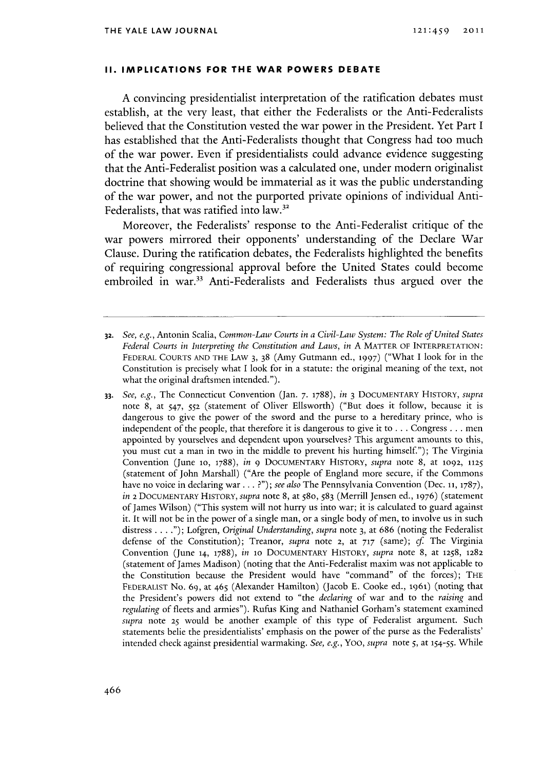## II. IMPLICATIONS FOR THE WAR POWERS DEBATE

A convincing presidentialist interpretation of the ratification debates must establish, at the very least, that either the Federalists or the Anti-Federalists believed that the Constitution vested the war power in the President. Yet Part I has established that the Anti-Federalists thought that Congress had too much of the war power. Even if presidentialists could advance evidence suggesting that the Anti-Federalist position was a calculated one, under modern originalist doctrine that showing would be immaterial as it was the public understanding of the war power, and not the purported private opinions of individual Anti-Federalists, that was ratified into law.[32]

Moreover, the Federalists' response to the Anti-Federalist critique of the war powers mirrored their opponents' understanding of the Declare War Clause. During the ratification debates, the Federalists highlighted the benefits of requiring congressional approval before the United States could become embroiled in war.[33] Anti-Federalists and Federalists thus argued over the

---

32. *See, e.g.*, Antonin Scalia, *Common-Law Courts in a Civil-Law System: The Role of United States Federal Courts in Interpreting the Constitution and Laws*, *in* A MATTER OF INTERPRETATION: FEDERAL COURTS AND THE LAW 3, 38 (Amy Gutmann ed., 1997) ("What I look for in the Constitution is precisely what I look for in a statute: the original meaning of the text, not what the original draftsmen intended.").

33. *See, e.g.*, The Connecticut Convention (Jan. 7. 1788), *in* 3 DOCUMENTARY HISTORY, *supra* note 8, at 547, 552 (statement of Oliver Ellsworth) ("But does it follow, because it is dangerous to give the power of the sword and the purse to a hereditary prince, who is independent of the people, that therefore it is dangerous to give it to . . . Congress . . . men appointed by yourselves and dependent upon yourselves? This argument amounts to this, you must cut a man in two in the middle to prevent his hurting himself."); The Virginia Convention (June 10, 1788), *in* 9 DOCUMENTARY HISTORY, *supra* note 8, at 1092, 1125 (statement of John Marshall) ("Are the people of England more secure, if the Commons have no voice in declaring war . . . ?"); *see also* The Pennsylvania Convention (Dec. 11, 1787), *in* 2 DOCUMENTARY HISTORY, *supra* note 8, at 580, 583 (Merrill Jensen ed., 1976) (statement of James Wilson) ("This system will not hurry us into war; it is calculated to guard against it. It will not be in the power of a single man, or a single body of men, to involve us in such distress . . . ."); Lofgren, *Original Understanding*, *supra* note 3, at 686 (noting the Federalist defense of the Constitution); Treanor, *supra* note 2, at 717 (same); *cf.* The Virginia Convention (June 14, 1788), *in* 10 DOCUMENTARY HISTORY, *supra* note 8, at 1258, 1282 (statement of James Madison) (noting that the Anti-Federalist maxim was not applicable to the Constitution because the President would have "command" of the forces); THE FEDERALIST No. 69, at 465 (Alexander Hamilton) (Jacob E. Cooke ed., 1961) (noting that the President's powers did not extend to "the *declaring* of war and to the *raising* and *regulating* of fleets and armies"). Rufus King and Nathaniel Gorham's statement examined *supra* note 25 would be another example of this type of Federalist argument. Such statements belie the presidentialists' emphasis on the power of the purse as the Federalists' intended check against presidential warmaking. *See, e.g.*, YOO, *supra* note 5, at 154-55. While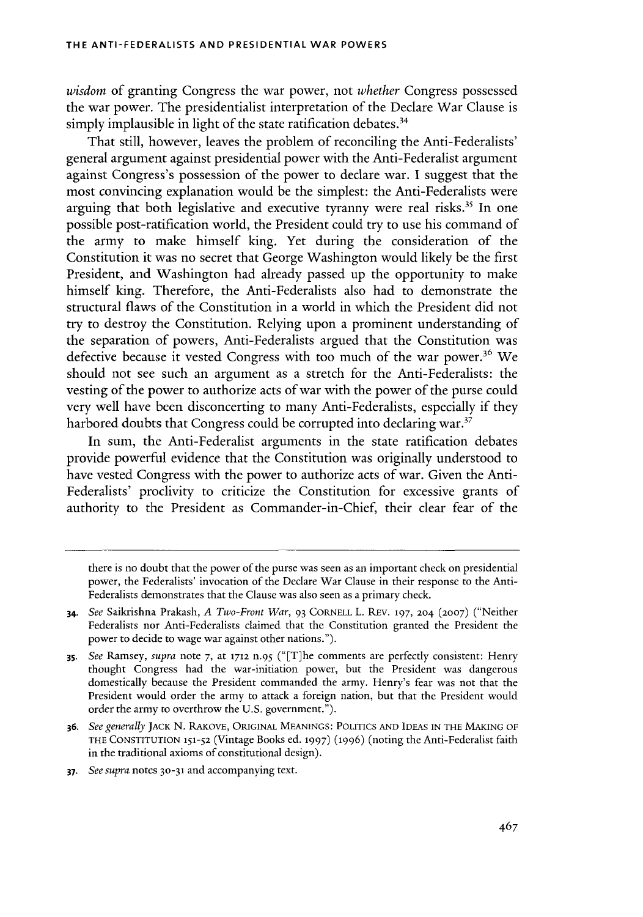*wisdom* of granting Congress the war power, not *whether* Congress possessed the war power. The presidentialist interpretation of the Declare War Clause is simply implausible in light of the state ratification debates.[34]

That still, however, leaves the problem of reconciling the Anti-Federalists' general argument against presidential power with the Anti-Federalist argument against Congress's possession of the power to declare war. I suggest that the most convincing explanation would be the simplest: the Anti-Federalists were arguing that both legislative and executive tyranny were real risks.[35] In one possible post-ratification world, the President could try to use his command of the army to make himself king. Yet during the consideration of the Constitution it was no secret that George Washington would likely be the first President, and Washington had already passed up the opportunity to make himself king. Therefore, the Anti-Federalists also had to demonstrate the structural flaws of the Constitution in a world in which the President did not try to destroy the Constitution. Relying upon a prominent understanding of the separation of powers, Anti-Federalists argued that the Constitution was defective because it vested Congress with too much of the war power.[36] We should not see such an argument as a stretch for the Anti-Federalists: the vesting of the power to authorize acts of war with the power of the purse could very well have been disconcerting to many Anti-Federalists, especially if they harbored doubts that Congress could be corrupted into declaring war.[37]

In sum, the Anti-Federalist arguments in the state ratification debates provide powerful evidence that the Constitution was originally understood to have vested Congress with the power to authorize acts of war. Given the Anti-Federalists' proclivity to criticize the Constitution for excessive grants of authority to the President as Commander-in-Chief, their clear fear of the

---

there is no doubt that the power of the purse was seen as an important check on presidential power, the Federalists' invocation of the Declare War Clause in their response to the Anti-Federalists demonstrates that the Clause was also seen as a primary check.

34. *See* Saikrishna Prakash, *A Two-Front War*, 93 CORNELL L. REV. 197, 204 (2007) ("Neither Federalists nor Anti-Federalists claimed that the Constitution granted the President the power to decide to wage war against other nations.").

35. *See* Ramsey, *supra* note 7, at 1712 n.95 ("[T]he comments are perfectly consistent: Henry thought Congress had the war-initiation power, but the President was dangerous domestically because the President commanded the army. Henry's fear was not that the President would order the army to attack a foreign nation, but that the President would order the army to overthrow the U.S. government.").

36. *See generally* JACK N. RAKOVE, ORIGINAL MEANINGS: POLITICS AND IDEAS IN THE MAKING OF THE CONSTITUTION 151-52 (Vintage Books ed. 1997) (1996) (noting the Anti-Federalist faith in the traditional axioms of constitutional design).

37. *See supra* notes 30-31 and accompanying text.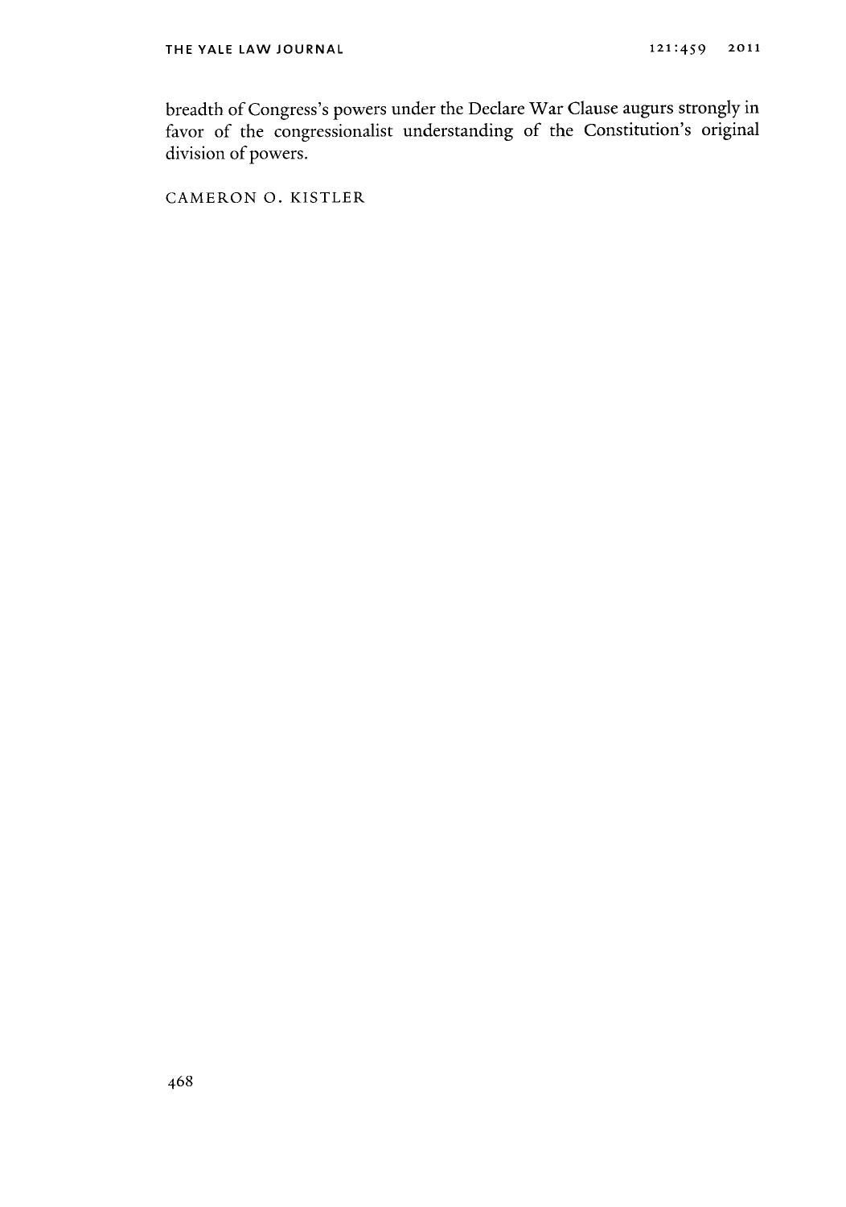breadth of Congress's powers under the Declare War Clause augurs strongly in favor of the congressionalist understanding of the Constitution's original division of powers.

CAMERON O. KISTLER